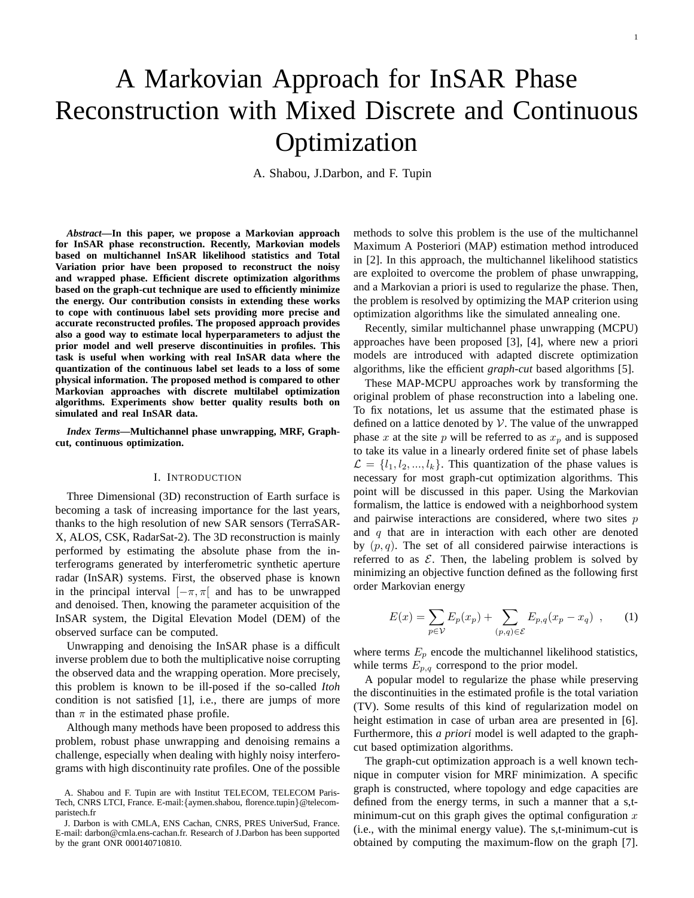# A Markovian Approach for InSAR Phase Reconstruction with Mixed Discrete and Continuous Optimization

A. Shabou, J.Darbon, and F. Tupin

***Abstract*—In this paper, we propose a Markovian approach for InSAR phase reconstruction. Recently, Markovian models based on multichannel InSAR likelihood statistics and Total Variation prior have been proposed to reconstruct the noisy and wrapped phase. Efficient discrete optimization algorithms based on the graph-cut technique are used to efficiently minimize the energy. Our contribution consists in extending these works to cope with continuous label sets providing more precise and accurate reconstructed profiles. The proposed approach provides also a good way to estimate local hyperparameters to adjust the prior model and well preserve discontinuities in profiles. This task is useful when working with real InSAR data where the quantization of the continuous label set leads to a loss of some physical information. The proposed method is compared to other Markovian approaches with discrete multilabel optimization algorithms. Experiments show better quality results both on simulated and real InSAR data.**

***Index Terms*—Multichannel phase unwrapping, MRF, Graph-cut, continuous optimization.**

## I. Introduction

Three Dimensional (3D) reconstruction of Earth surface is becoming a task of increasing importance for the last years, thanks to the high resolution of new SAR sensors (TerraSAR-X, ALOS, CSK, RadarSat-2). The 3D reconstruction is mainly performed by estimating the absolute phase from the interferograms generated by interferometric synthetic aperture radar (InSAR) systems. First, the observed phase is known in the principal interval $[-\pi, \pi[$ and has to be unwrapped and denoised. Then, knowing the parameter acquisition of the InSAR system, the Digital Elevation Model (DEM) of the observed surface can be computed.

Unwrapping and denoising the InSAR phase is a difficult inverse problem due to both the multiplicative noise corrupting the observed data and the wrapping operation. More precisely, this problem is known to be ill-posed if the so-called *Itoh* condition is not satisfied [1], i.e., there are jumps of more than $\pi$ in the estimated phase profile.

Although many methods have been proposed to address this problem, robust phase unwrapping and denoising remains a challenge, especially when dealing with highly noisy interferograms with high discontinuity rate profiles. One of the possible methods to solve this problem is the use of the multichannel Maximum A Posteriori (MAP) estimation method introduced in [2]. In this approach, the multichannel likelihood statistics are exploited to overcome the problem of phase unwrapping, and a Markovian a priori is used to regularize the phase. Then, the problem is resolved by optimizing the MAP criterion using optimization algorithms like the simulated annealing one.

Recently, similar multichannel phase unwrapping (MCPU) approaches have been proposed [3], [4], where new a priori models are introduced with adapted discrete optimization algorithms, like the efficient *graph-cut* based algorithms [5].

These MAP-MCPU approaches work by transforming the original problem of phase reconstruction into a labeling one. To fix notations, let us assume that the estimated phase is defined on a lattice denoted by $\mathcal{V}$. The value of the unwrapped phase $x$ at the site $p$ will be referred to as $x_p$ and is supposed to take its value in a linearly ordered finite set of phase labels $\mathcal{L} = \{l_1, l_2, ..., l_k\}$. This quantization of the phase values is necessary for most graph-cut optimization algorithms. This point will be discussed in this paper. Using the Markovian formalism, the lattice is endowed with a neighborhood system and pairwise interactions are considered, where two sites $p$ and $q$ that are in interaction with each other are denoted by $(p, q)$. The set of all considered pairwise interactions is referred to as $\mathcal{E}$. Then, the labeling problem is solved by minimizing an objective function defined as the following first order Markovian energy

$$E(x) = \sum_{p \in \mathcal{V}} E_p(x_p) + \sum_{(p,q) \in \mathcal{E}} E_{p,q}(x_p - x_q) \ , \qquad (1)$$

where terms $E_p$ encode the multichannel likelihood statistics, while terms $E_{p,q}$ correspond to the prior model.

A popular model to regularize the phase while preserving the discontinuities in the estimated profile is the total variation (TV). Some results of this kind of regularization model on height estimation in case of urban area are presented in [6]. Furthermore, this *a priori* model is well adapted to the graph-cut based optimization algorithms.

The graph-cut optimization approach is a well known technique in computer vision for MRF minimization. A specific graph is constructed, where topology and edge capacities are defined from the energy terms, in such a manner that a s,t-minimum-cut on this graph gives the optimal configuration $x$ (i.e., with the minimal energy value). The s,t-minimum-cut is obtained by computing the maximum-flow on the graph [7].

A. Shabou and F. Tupin are with Institut TELECOM, TELECOM Paris-Tech, CNRS LTCI, France. E-mail:{aymen.shabou, florence.tupin}@telecom-paristech.fr

J. Darbon is with CMLA, ENS Cachan, CNRS, PRES UniverSud, France. E-mail: darbon@cmla.ens-cachan.fr. Research of J.Darbon has been supported by the grant ONR 000140710810.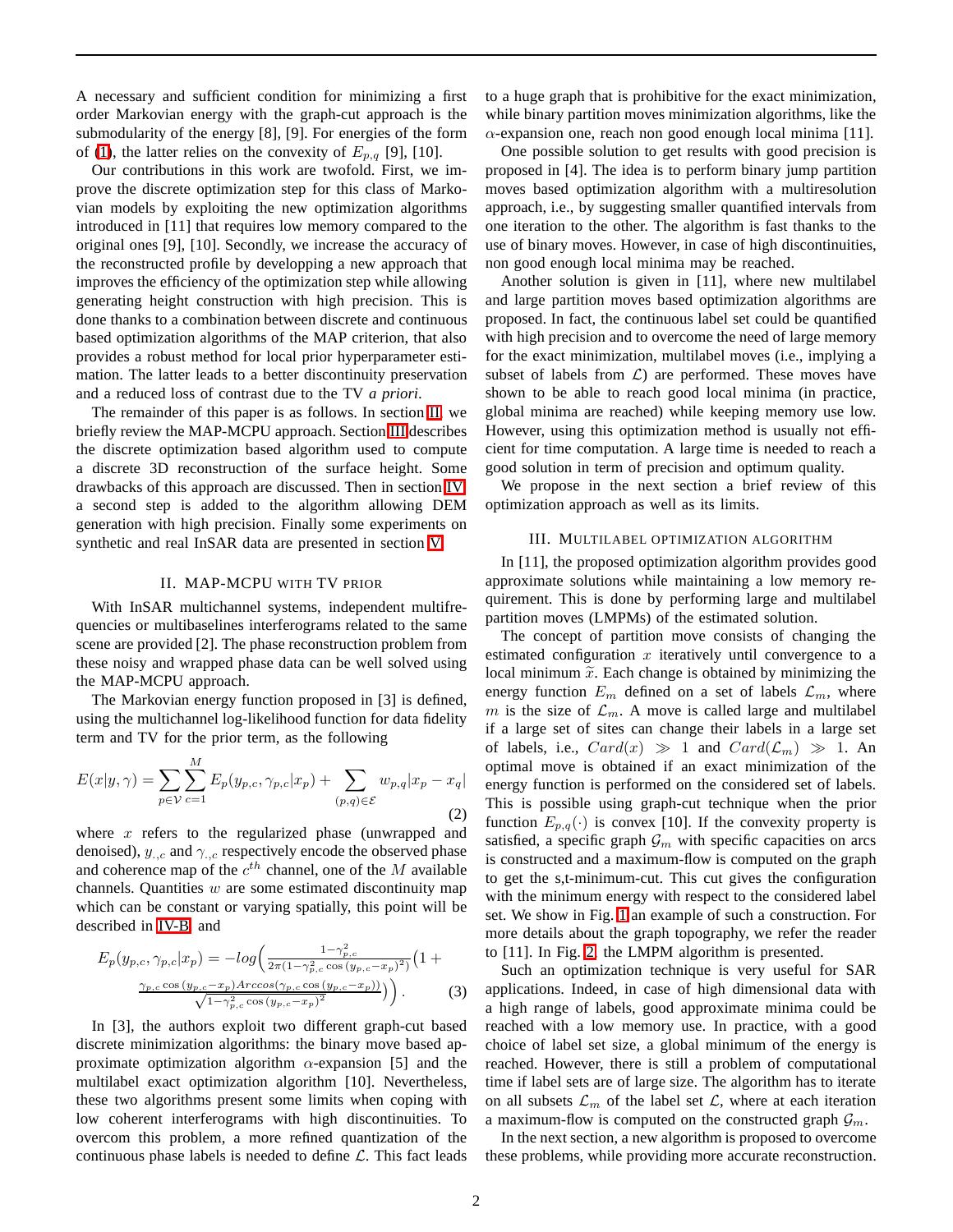A necessary and sufficient condition for minimizing a first order Markovian energy with the graph-cut approach is the submodularity of the energy [8], [9]. For energies of the form of (1), the latter relies on the convexity of $E_{p,q}$ [9], [10].

Our contributions in this work are twofold. First, we improve the discrete optimization step for this class of Markovian models by exploiting the new optimization algorithms introduced in [11] that requires low memory compared to the original ones [9], [10]. Secondly, we increase the accuracy of the reconstructed profile by developping a new approach that improves the efficiency of the optimization step while allowing generating height construction with high precision. This is done thanks to a combination between discrete and continuous based optimization algorithms of the MAP criterion, that also provides a robust method for local prior hyperparameter estimation. The latter leads to a better discontinuity preservation and a reduced loss of contrast due to the TV *a priori*.

The remainder of this paper is as follows. In section II, we briefly review the MAP-MCPU approach. Section III describes the discrete optimization based algorithm used to compute a discrete 3D reconstruction of the surface height. Some drawbacks of this approach are discussed. Then in section IV a second step is added to the algorithm allowing DEM generation with high precision. Finally some experiments on synthetic and real InSAR data are presented in section V.

## II. MAP-MCPU with TV prior

With InSAR multichannel systems, independent multifrequencies or multibaselines interferograms related to the same scene are provided [2]. The phase reconstruction problem from these noisy and wrapped phase data can be well solved using the MAP-MCPU approach.

The Markovian energy function proposed in [3] is defined, using the multichannel log-likelihood function for data fidelity term and TV for the prior term, as the following

$$E(x|y,\gamma) = \sum_{p\in\mathcal{V}}\sum_{c=1}^{M} E_p(y_{p,c},\gamma_{p,c}|x_p) + \sum_{(p,q)\in\mathcal{E}} w_{p,q}|x_p - x_q| \tag{2}$$

where $x$ refers to the regularized phase (unwrapped and denoised), $y_{.,c}$ and $\gamma_{.,c}$ respectively encode the observed phase and coherence map of the $c^{th}$ channel, one of the $M$ available channels. Quantities $w$ are some estimated discontinuity map which can be constant or varying spatially, this point will be described in IV-B, and

$$E_p(y_{p,c},\gamma_{p,c}|x_p) = -log\Big(\frac{1-\gamma_{p,c}^2}{2\pi(1-\gamma_{p,c}^2\cos{(y_{p,c}-x_p)}^2)}\big(1 + \frac{\gamma_{p,c}\cos{(y_{p,c}-x_p)}Arccos(\gamma_{p,c}\cos{(y_{p,c}-x_p)})}{\sqrt{1-\gamma_{p,c}^2\cos{(y_{p,c}-x_p)}^2}}\big)\Big). \tag{3}$$

In [3], the authors exploit two different graph-cut based discrete minimization algorithms: the binary move based approximate optimization algorithm $\alpha$-expansion [5] and the multilabel exact optimization algorithm [10]. Nevertheless, these two algorithms present some limits when coping with low coherent interferograms with high discontinuities. To overcom this problem, a more refined quantization of the continuous phase labels is needed to define $\mathcal{L}$. This fact leads to a huge graph that is prohibitive for the exact minimization, while binary partition moves minimization algorithms, like the $\alpha$-expansion one, reach non good enough local minima [11].

One possible solution to get results with good precision is proposed in [4]. The idea is to perform binary jump partition moves based optimization algorithm with a multiresolution approach, i.e., by suggesting smaller quantified intervals from one iteration to the other. The algorithm is fast thanks to the use of binary moves. However, in case of high discontinuities, non good enough local minima may be reached.

Another solution is given in [11], where new multilabel and large partition moves based optimization algorithms are proposed. In fact, the continuous label set could be quantified with high precision and to overcome the need of large memory for the exact minimization, multilabel moves (i.e., implying a subset of labels from $\mathcal{L}$) are performed. These moves have shown to be able to reach good local minima (in practice, global minima are reached) while keeping memory use low. However, using this optimization method is usually not efficient for time computation. A large time is needed to reach a good solution in term of precision and optimum quality.

We propose in the next section a brief review of this optimization approach as well as its limits.

## III. Multilabel optimization algorithm

In [11], the proposed optimization algorithm provides good approximate solutions while maintaining a low memory requirement. This is done by performing large and multilabel partition moves (LMPMs) of the estimated solution.

The concept of partition move consists of changing the estimated configuration $x$ iteratively until convergence to a local minimum $\widetilde{x}$. Each change is obtained by minimizing the energy function $E_m$ defined on a set of labels $\mathcal{L}_m$, where $m$ is the size of $\mathcal{L}_m$. A move is called large and multilabel if a large set of sites can change their labels in a large set of labels, i.e., $Card(x) \gg 1$ and $Card(\mathcal{L}_m) \gg 1$. An optimal move is obtained if an exact minimization of the energy function is performed on the considered set of labels. This is possible using graph-cut technique when the prior function $E_{p,q}(\cdot)$ is convex [10]. If the convexity property is satisfied, a specific graph $\mathcal{G}_m$ with specific capacities on arcs is constructed and a maximum-flow is computed on the graph to get the s,t-minimum-cut. This cut gives the configuration with the minimum energy with respect to the considered label set. We show in Fig. 1 an example of such a construction. For more details about the graph topography, we refer the reader to [11]. In Fig. 2, the LMPM algorithm is presented.

Such an optimization technique is very useful for SAR applications. Indeed, in case of high dimensional data with a high range of labels, good approximate minima could be reached with a low memory use. In practice, with a good choice of label set size, a global minimum of the energy is reached. However, there is still a problem of computational time if label sets are of large size. The algorithm has to iterate on all subsets $\mathcal{L}_m$ of the label set $\mathcal{L}$, where at each iteration a maximum-flow is computed on the constructed graph $\mathcal{G}_m$.

In the next section, a new algorithm is proposed to overcome these problems, while providing more accurate reconstruction.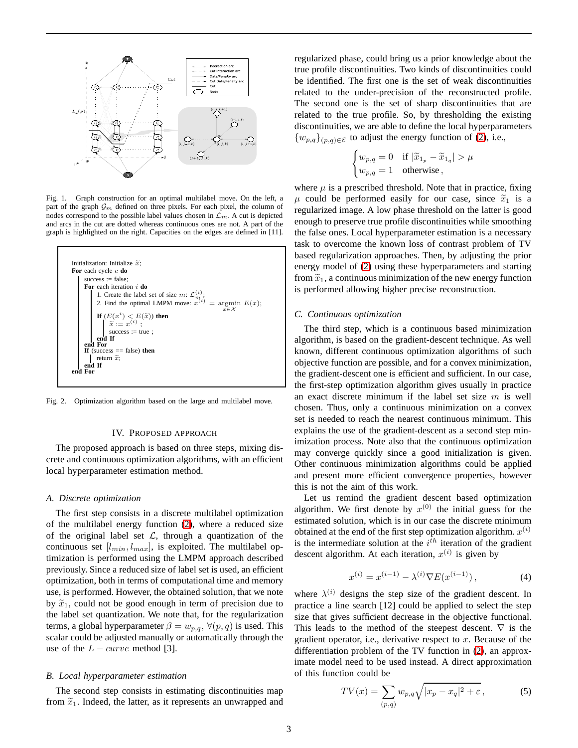Fig. 1. Graph construction for an optimal multilabel move. On the left, a part of the graph $\mathcal{G}_m$ defined on three pixels. For each pixel, the column of nodes correspond to the possible label values chosen in $\mathcal{L}_m$. A cut is depicted and arcs in the cut are dotted whereas continuous ones are not. A part of the graph is highlighted on the right. Capacities on the edges are defined in [11].

```
Initialization: Initialize x̃;
For each cycle c do
    success := false;
    For each iteration i do
        1. Create the label set of size m: L_m^(i);
        2. Find the optimal LMPM move: x^(i) = argmin_{x∈X} E(x);
        If (E(x^i) < E(x̃)) then
            x̃ := x^(i);
            success := true ;
        end If
    end For
    If (success == false) then
        return x̃;
    end If
end For
```

Fig. 2. Optimization algorithm based on the large and multilabel move.

## IV. Proposed approach

The proposed approach is based on three steps, mixing discrete and continuous optimization algorithms, with an efficient local hyperparameter estimation method.

### A. Discrete optimization

The first step consists in a discrete multilabel optimization of the multilabel energy function (2), where a reduced size of the original label set $\mathcal{L}$, through a quantization of the continuous set $[l_{min}, l_{max}]$, is exploited. The multilabel optimization is performed using the LMPM approach described previously. Since a reduced size of label set is used, an efficient optimization, both in terms of computational time and memory use, is performed. However, the obtained solution, that we note by $\widetilde{x}_1$, could not be good enough in term of precision due to the label set quantization. We note that, for the regularization terms, a global hyperparameter $\beta = w_{p,q}, \forall (p,q)$ is used. This scalar could be adjusted manually or automatically through the use of the $L-curve$ method [3].

### B. Local hyperparameter estimation

The second step consists in estimating discontinuities map from $\widetilde{x}_1$. Indeed, the latter, as it represents an unwrapped and regularized phase, could bring us a prior knowledge about the true profile discontinuities. Two kinds of discontinuities could be identified. The first one is the set of weak discontinuities related to the under-precision of the reconstructed profile. The second one is the set of sharp discontinuities that are related to the true profile. So, by thresholding the existing discontinuities, we are able to define the local hyperparameters $\{w_{p,q}\}_{(p,q)\in\mathcal{E}}$ to adjust the energy function of (2), i.e.,

$$\begin{cases} w_{p,q} = 0 & \text{if } |\widetilde{x}_{1_p} - \widetilde{x}_{1_q}| > \mu \\ w_{p,q} = 1 & \text{otherwise}, \end{cases}$$

where $\mu$ is a prescribed threshold. Note that in practice, fixing $\mu$ could be performed easily for our case, since $\widetilde{x}_1$ is a regularized image. A low phase threshold on the latter is good enough to preserve true profile discontinuities while smoothing the false ones. Local hyperparameter estimation is a necessary task to overcome the known loss of contrast problem of TV based regularization approaches. Then, by adjusting the prior energy model of (2) using these hyperparameters and starting from $\widetilde{x}_1$, a continuous minimization of the new energy function is performed allowing higher precise reconstruction.

### C. Continuous optimization

The third step, which is a continuous based minimization algorithm, is based on the gradient-descent technique. As well known, different continuous optimization algorithms of such objective function are possible, and for a convex minimization, the gradient-descent one is efficient and sufficient. In our case, the first-step optimization algorithm gives usually in practice an exact discrete minimum if the label set size $m$ is well chosen. Thus, only a continuous minimization on a convex set is needed to reach the nearest continuous minimum. This explains the use of the gradient-descent as a second step minimization process. Note also that the continuous optimization may converge quickly since a good initialization is given. Other continuous minimization algorithms could be applied and present more efficient convergence properties, however this is not the aim of this work.

Let us remind the gradient descent based optimization algorithm. We first denote by $x^{(0)}$ the initial guess for the estimated solution, which is in our case the discrete minimum obtained at the end of the first step optimization algorithm. $x^{(i)}$ is the intermediate solution at the $i^{th}$ iteration of the gradient descent algorithm. At each iteration, $x^{(i)}$ is given by

$$x^{(i)} = x^{(i-1)} - \lambda^{(i)} \nabla E(x^{(i-1)}), \tag{4}$$

where $\lambda^{(i)}$ designs the step size of the gradient descent. In practice a line search [12] could be applied to select the step size that gives sufficient decrease in the objective functional. This leads to the method of the steepest descent. $\nabla$ is the gradient operator, i.e., derivative respect to $x$. Because of the differentiation problem of the TV function in (2), an approximate model need to be used instead. A direct approximation of this function could be

$$TV(x) = \sum_{(p,q)} w_{p,q} \sqrt{|x_p - x_q|^2 + \varepsilon}, \tag{5}$$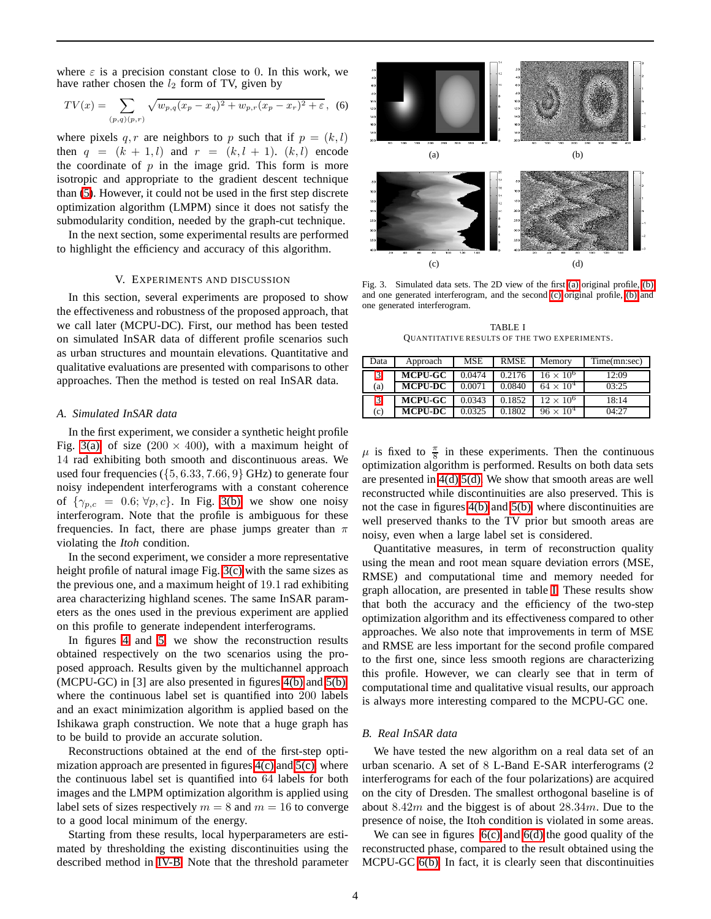where $\varepsilon$ is a precision constant close to 0. In this work, we have rather chosen the $l_2$ form of TV, given by

$$TV(x) = \sum_{(p,q)(p,r)} \sqrt{w_{p,q}(x_p - x_q)^2 + w_{p,r}(x_p - x_r)^2 + \varepsilon}, \quad (6)$$

where pixels $q, r$ are neighbors to $p$ such that if $p = (k,l)$ then $q = (k+1, l)$ and $r = (k, l+1)$. $(k,l)$ encode the coordinate of $p$ in the image grid. This form is more isotropic and appropriate to the gradient descent technique than (5). However, it could not be used in the first step discrete optimization algorithm (LMPM) since it does not satisfy the submodularity condition, needed by the graph-cut technique.

In the next section, some experimental results are performed to highlight the efficiency and accuracy of this algorithm.

## V. Experiments and Discussion

In this section, several experiments are proposed to show the effectiveness and robustness of the proposed approach, that we call later (MCPU-DC). First, our method has been tested on simulated InSAR data of different profile scenarios such as urban structures and mountain elevations. Quantitative and qualitative evaluations are presented with comparisons to other approaches. Then the method is tested on real InSAR data.

### A. Simulated InSAR data

In the first experiment, we consider a synthetic height profile Fig. 3(a) of size $(200 \times 400)$, with a maximum height of 14 rad exhibiting both smooth and discontinuous areas. We used four frequencies ($\{5, 6.33, 7.66, 9\}$ GHz) to generate four noisy independent interferograms with a constant coherence of $\{\gamma_{p,c} = 0.6; \forall p, c\}$. In Fig. 3(b) we show one noisy interferogram. Note that the profile is ambiguous for these frequencies. In fact, there are phase jumps greater than $\pi$ violating the *Itoh* condition.

In the second experiment, we consider a more representative height profile of natural image Fig. 3(c) with the same sizes as the previous one, and a maximum height of 19.1 rad exhibiting area characterizing highland scenes. The same InSAR parameters as the ones used in the previous experiment are applied on this profile to generate independent interferograms.

In figures 4 and 5, we show the reconstruction results obtained respectively on the two scenarios using the proposed approach. Results given by the multichannel approach (MCPU-GC) in [3] are also presented in figures 4(b) and 5(b) where the continuous label set is quantified into 200 labels and an exact minimization algorithm is applied based on the Ishikawa graph construction. We note that a huge graph has to be build to provide an accurate solution.

Reconstructions obtained at the end of the first-step optimization approach are presented in figures 4(c) and 5(c) where the continuous label set is quantified into 64 labels for both images and the LMPM optimization algorithm is applied using label sets of sizes respectively $m = 8$ and $m = 16$ to converge to a good local minimum of the energy.

Starting from these results, local hyperparameters are estimated by thresholding the existing discontinuities using the described method in IV-B. Note that the threshold parameter $\mu$ is fixed to $\frac{\pi}{8}$ in these experiments. Then the continuous optimization algorithm is performed. Results on both data sets are presented in 4(d),5(d). We show that smooth areas are well reconstructed while discontinuities are also preserved. This is not the case in figures 4(b) and 5(b) where discontinuities are well preserved thanks to the TV prior but smooth areas are noisy, even when a large label set is considered.

Quantitative measures, in term of reconstruction quality using the mean and root mean square deviation errors (MSE, RMSE) and computational time and memory needed for graph allocation, are presented in table I. These results show that both the accuracy and the efficiency of the two-step optimization algorithm and its effectiveness compared to other approaches. We also note that improvements in term of MSE and RMSE are less important for the second profile compared to the first one, since less smooth regions are characterizing this profile. However, we can clearly see that in term of computational time and qualitative visual results, our approach is always more interesting compared to the MCPU-GC one.

Fig. 3. Simulated data sets. The 2D view of the first (a) original profile, (b) and one generated interferogram, and the second (c) original profile, (b) and one generated interferogram.

TABLE I
Quantitative results of the two experiments.

| Data | Approach | MSE | RMSE | Memory | Time(mn:sec) |
|---|---|---|---|---|---|
| 3 (a) | **MCPU-GC** | 0.0474 | 0.2176 | $16 \times 10^6$ | 12:09 |
| | **MCPU-DC** | 0.0071 | 0.0840 | $64 \times 10^4$ | 03:25 |
| 3 (c) | **MCPU-GC** | 0.0343 | 0.1852 | $12 \times 10^6$ | 18:14 |
| | **MCPU-DC** | 0.0325 | 0.1802 | $96 \times 10^4$ | 04:27 |

### B. Real InSAR data

We have tested the new algorithm on a real data set of an urban scenario. A set of 8 L-Band E-SAR interferograms (2 interferograms for each of the four polarizations) are acquired on the city of Dresden. The smallest orthogonal baseline is of about $8.42m$ and the biggest is of about $28.34m$. Due to the presence of noise, the Itoh condition is violated in some areas.

We can see in figures 6(c) and 6(d) the good quality of the reconstructed phase, compared to the result obtained using the MCPU-GC 6(b). In fact, it is clearly seen that discontinuities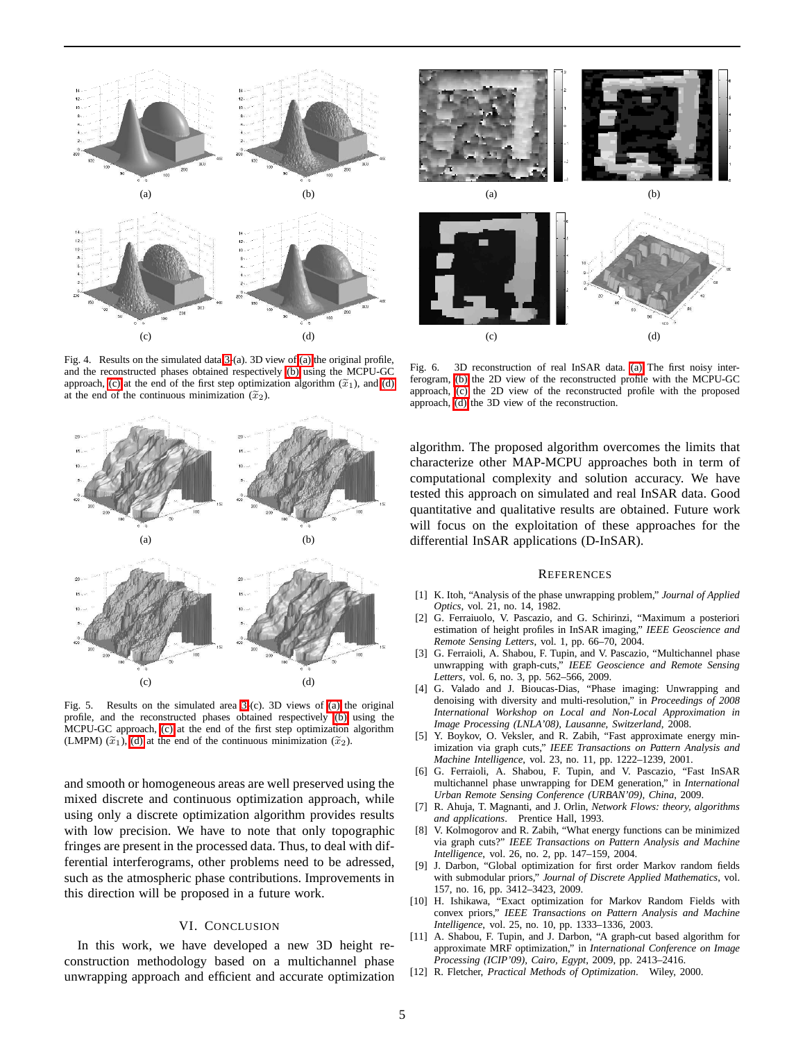Fig. 4. Results on the simulated data 3-(a). 3D view of (a) the original profile, and the reconstructed phases obtained respectively (b) using the MCPU-GC approach, (c) at the end of the first step optimization algorithm ($\widetilde{x}_1$), and (d) at the end of the continuous minimization ($\widetilde{x}_2$).

Fig. 5. Results on the simulated area 3-(c). 3D views of (a) the original profile, and the reconstructed phases obtained respectively (b) using the MCPU-GC approach, (c) at the end of the first step optimization algorithm (LMPM) ($\widetilde{x}_1$), (d) at the end of the continuous minimization ($\widetilde{x}_2$).

and smooth or homogeneous areas are well preserved using the mixed discrete and continuous optimization approach, while using only a discrete optimization algorithm provides results with low precision. We have to note that only topographic fringes are present in the processed data. Thus, to deal with differential interferograms, other problems need to be adressed, such as the atmospheric phase contributions. Improvements in this direction will be proposed in a future work.

## VI. Conclusion

In this work, we have developed a new 3D height reconstruction methodology based on a multichannel phase unwrapping approach and efficient and accurate optimization algorithm. The proposed algorithm overcomes the limits that characterize other MAP-MCPU approaches both in term of computational complexity and solution accuracy. We have tested this approach on simulated and real InSAR data. Good quantitative and qualitative results are obtained. Future work will focus on the exploitation of these approaches for the differential InSAR applications (D-InSAR).

Fig. 6. 3D reconstruction of real InSAR data. (a) The first noisy interferogram, (b) the 2D view of the reconstructed profile with the MCPU-GC approach, (c) the 2D view of the reconstructed profile with the proposed approach, (d) the 3D view of the reconstruction.

## References

[1] K. Itoh, "Analysis of the phase unwrapping problem," *Journal of Applied Optics*, vol. 21, no. 14, 1982.

[2] G. Ferraiuolo, V. Pascazio, and G. Schirinzi, "Maximum a posteriori estimation of height profiles in InSAR imaging," *IEEE Geoscience and Remote Sensing Letters*, vol. 1, pp. 66–70, 2004.

[3] G. Ferraioli, A. Shabou, F. Tupin, and V. Pascazio, "Multichannel phase unwrapping with graph-cuts," *IEEE Geoscience and Remote Sensing Letters*, vol. 6, no. 3, pp. 562–566, 2009.

[4] G. Valado and J. Bioucas-Dias, "Phase imaging: Unwrapping and denoising with diversity and multi-resolution," in *Proceedings of 2008 International Workshop on Local and Non-Local Approximation in Image Processing (LNLA'08), Lausanne, Switzerland*, 2008.

[5] Y. Boykov, O. Veksler, and R. Zabih, "Fast approximate energy minimization via graph cuts," *IEEE Transactions on Pattern Analysis and Machine Intelligence*, vol. 23, no. 11, pp. 1222–1239, 2001.

[6] G. Ferraioli, A. Shabou, F. Tupin, and V. Pascazio, "Fast InSAR multichannel phase unwrapping for DEM generation," in *International Urban Remote Sensing Conference (URBAN'09), China*, 2009.

[7] R. Ahuja, T. Magnanti, and J. Orlin, *Network Flows: theory, algorithms and applications*. Prentice Hall, 1993.

[8] V. Kolmogorov and R. Zabih, "What energy functions can be minimized via graph cuts?" *IEEE Transactions on Pattern Analysis and Machine Intelligence*, vol. 26, no. 2, pp. 147–159, 2004.

[9] J. Darbon, "Global optimization for first order Markov random fields with submodular priors," *Journal of Discrete Applied Mathematics*, vol. 157, no. 16, pp. 3412–3423, 2009.

[10] H. Ishikawa, "Exact optimization for Markov Random Fields with convex priors," *IEEE Transactions on Pattern Analysis and Machine Intelligence*, vol. 25, no. 10, pp. 1333–1336, 2003.

[11] A. Shabou, F. Tupin, and J. Darbon, "A graph-cut based algorithm for approximate MRF optimization," in *International Conference on Image Processing (ICIP'09), Cairo, Egypt*, 2009, pp. 2413–2416.

[12] R. Fletcher, *Practical Methods of Optimization*. Wiley, 2000.